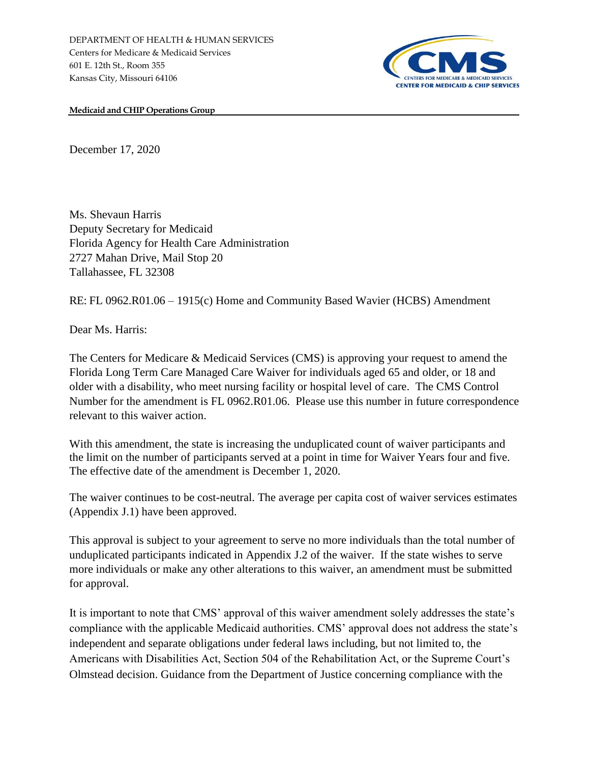DEPARTMENT OF HEALTH & HUMAN SERVICES
Centers for Medicare & Medicaid Services
601 E. 12th St., Room 355
Kansas City, Missouri 64106

CMS
CENTERS FOR MEDICARE & MEDICAID SERVICES
CENTER FOR MEDICAID & CHIP SERVICES

**Medicaid and CHIP Operations Group**

December 17, 2020

Ms. Shevaun Harris
Deputy Secretary for Medicaid
Florida Agency for Health Care Administration
2727 Mahan Drive, Mail Stop 20
Tallahassee, FL 32308

RE: FL 0962.R01.06 – 1915(c) Home and Community Based Wavier (HCBS) Amendment

Dear Ms. Harris:

The Centers for Medicare & Medicaid Services (CMS) is approving your request to amend the Florida Long Term Care Managed Care Waiver for individuals aged 65 and older, or 18 and older with a disability, who meet nursing facility or hospital level of care. The CMS Control Number for the amendment is FL 0962.R01.06. Please use this number in future correspondence relevant to this waiver action.

With this amendment, the state is increasing the unduplicated count of waiver participants and the limit on the number of participants served at a point in time for Waiver Years four and five. The effective date of the amendment is December 1, 2020.

The waiver continues to be cost-neutral. The average per capita cost of waiver services estimates (Appendix J.1) have been approved.

This approval is subject to your agreement to serve no more individuals than the total number of unduplicated participants indicated in Appendix J.2 of the waiver. If the state wishes to serve more individuals or make any other alterations to this waiver, an amendment must be submitted for approval.

It is important to note that CMS' approval of this waiver amendment solely addresses the state's compliance with the applicable Medicaid authorities. CMS' approval does not address the state's independent and separate obligations under federal laws including, but not limited to, the Americans with Disabilities Act, Section 504 of the Rehabilitation Act, or the Supreme Court's Olmstead decision. Guidance from the Department of Justice concerning compliance with the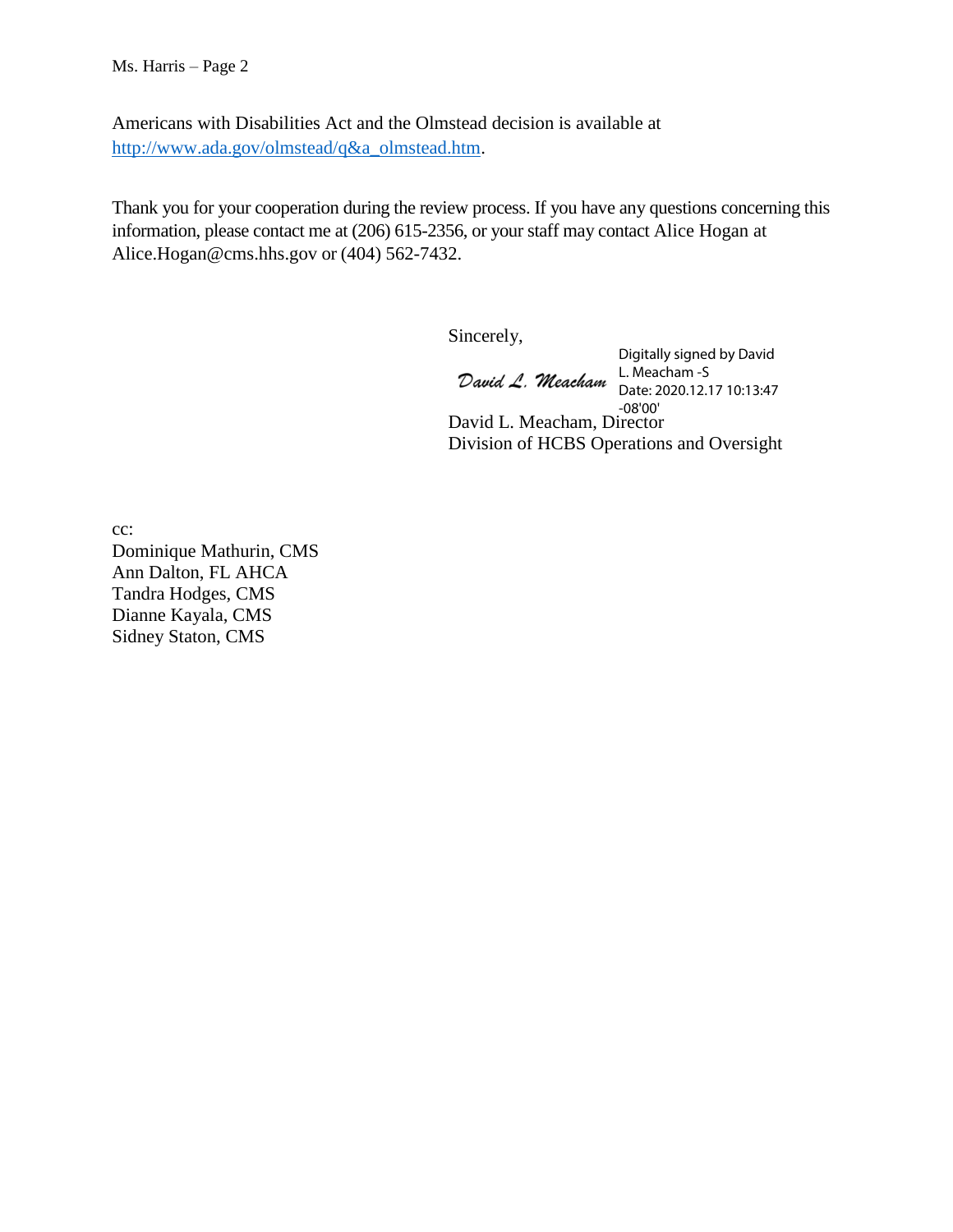Americans with Disabilities Act and the Olmstead decision is available at [http://www.ada.gov/olmstead/q&a_olmstead.htm](http://www.ada.gov/olmstead/q&a_olmstead.htm).

Thank you for your cooperation during the review process. If you have any questions concerning this information, please contact me at (206) 615-2356, or your staff may contact Alice Hogan at Alice.Hogan@cms.hhs.gov or (404) 562-7432.

Sincerely,

David L. Meacham

Digitally signed by David L. Meacham -S
Date: 2020.12.17 10:13:47 -08'00'

David L. Meacham, Director
Division of HCBS Operations and Oversight

cc:
Dominique Mathurin, CMS
Ann Dalton, FL AHCA
Tandra Hodges, CMS
Dianne Kayala, CMS
Sidney Staton, CMS